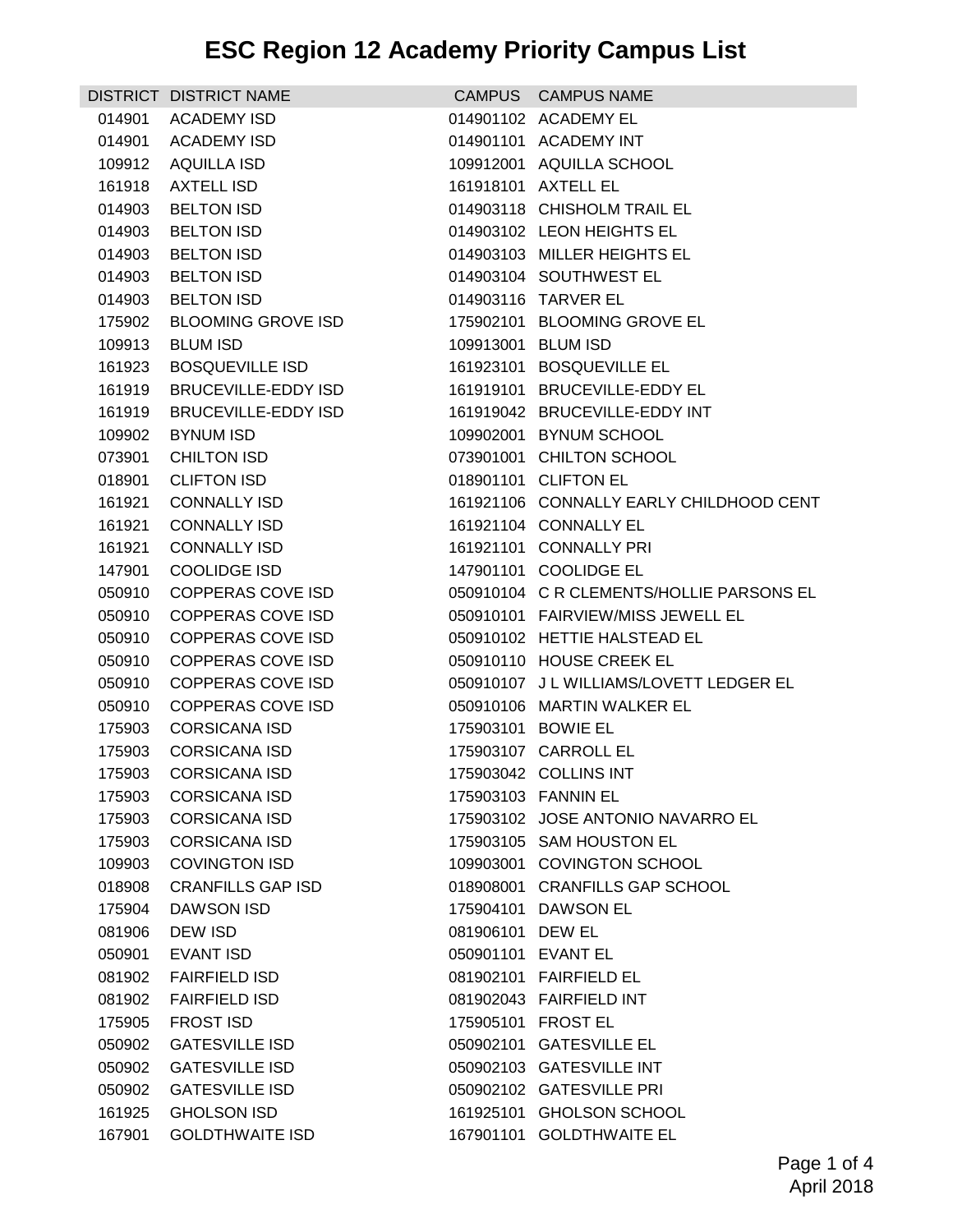# ESC Region 12 Academy Priority Campus List

| DISTRICT | DISTRICT NAME | CAMPUS | CAMPUS NAME |
|---|---|---|---|
| 014901 | ACADEMY ISD | 014901102 | ACADEMY EL |
| 014901 | ACADEMY ISD | 014901101 | ACADEMY INT |
| 109912 | AQUILLA ISD | 109912001 | AQUILLA SCHOOL |
| 161918 | AXTELL ISD | 161918101 | AXTELL EL |
| 014903 | BELTON ISD | 014903118 | CHISHOLM TRAIL EL |
| 014903 | BELTON ISD | 014903102 | LEON HEIGHTS EL |
| 014903 | BELTON ISD | 014903103 | MILLER HEIGHTS EL |
| 014903 | BELTON ISD | 014903104 | SOUTHWEST EL |
| 014903 | BELTON ISD | 014903116 | TARVER EL |
| 175902 | BLOOMING GROVE ISD | 175902101 | BLOOMING GROVE EL |
| 109913 | BLUM ISD | 109913001 | BLUM ISD |
| 161923 | BOSQUEVILLE ISD | 161923101 | BOSQUEVILLE EL |
| 161919 | BRUCEVILLE-EDDY ISD | 161919101 | BRUCEVILLE-EDDY EL |
| 161919 | BRUCEVILLE-EDDY ISD | 161919042 | BRUCEVILLE-EDDY INT |
| 109902 | BYNUM ISD | 109902001 | BYNUM SCHOOL |
| 073901 | CHILTON ISD | 073901001 | CHILTON SCHOOL |
| 018901 | CLIFTON ISD | 018901101 | CLIFTON EL |
| 161921 | CONNALLY ISD | 161921106 | CONNALLY EARLY CHILDHOOD CENT |
| 161921 | CONNALLY ISD | 161921104 | CONNALLY EL |
| 161921 | CONNALLY ISD | 161921101 | CONNALLY PRI |
| 147901 | COOLIDGE ISD | 147901101 | COOLIDGE EL |
| 050910 | COPPERAS COVE ISD | 050910104 | C R CLEMENTS/HOLLIE PARSONS EL |
| 050910 | COPPERAS COVE ISD | 050910101 | FAIRVIEW/MISS JEWELL EL |
| 050910 | COPPERAS COVE ISD | 050910102 | HETTIE HALSTEAD EL |
| 050910 | COPPERAS COVE ISD | 050910110 | HOUSE CREEK EL |
| 050910 | COPPERAS COVE ISD | 050910107 | J L WILLIAMS/LOVETT LEDGER EL |
| 050910 | COPPERAS COVE ISD | 050910106 | MARTIN WALKER EL |
| 175903 | CORSICANA ISD | 175903101 | BOWIE EL |
| 175903 | CORSICANA ISD | 175903107 | CARROLL EL |
| 175903 | CORSICANA ISD | 175903042 | COLLINS INT |
| 175903 | CORSICANA ISD | 175903103 | FANNIN EL |
| 175903 | CORSICANA ISD | 175903102 | JOSE ANTONIO NAVARRO EL |
| 175903 | CORSICANA ISD | 175903105 | SAM HOUSTON EL |
| 109903 | COVINGTON ISD | 109903001 | COVINGTON SCHOOL |
| 018908 | CRANFILLS GAP ISD | 018908001 | CRANFILLS GAP SCHOOL |
| 175904 | DAWSON ISD | 175904101 | DAWSON EL |
| 081906 | DEW ISD | 081906101 | DEW EL |
| 050901 | EVANT ISD | 050901101 | EVANT EL |
| 081902 | FAIRFIELD ISD | 081902101 | FAIRFIELD EL |
| 081902 | FAIRFIELD ISD | 081902043 | FAIRFIELD INT |
| 175905 | FROST ISD | 175905101 | FROST EL |
| 050902 | GATESVILLE ISD | 050902101 | GATESVILLE EL |
| 050902 | GATESVILLE ISD | 050902103 | GATESVILLE INT |
| 050902 | GATESVILLE ISD | 050902102 | GATESVILLE PRI |
| 161925 | GHOLSON ISD | 161925101 | GHOLSON SCHOOL |
| 167901 | GOLDTHWAITE ISD | 167901101 | GOLDTHWAITE EL |

April 2018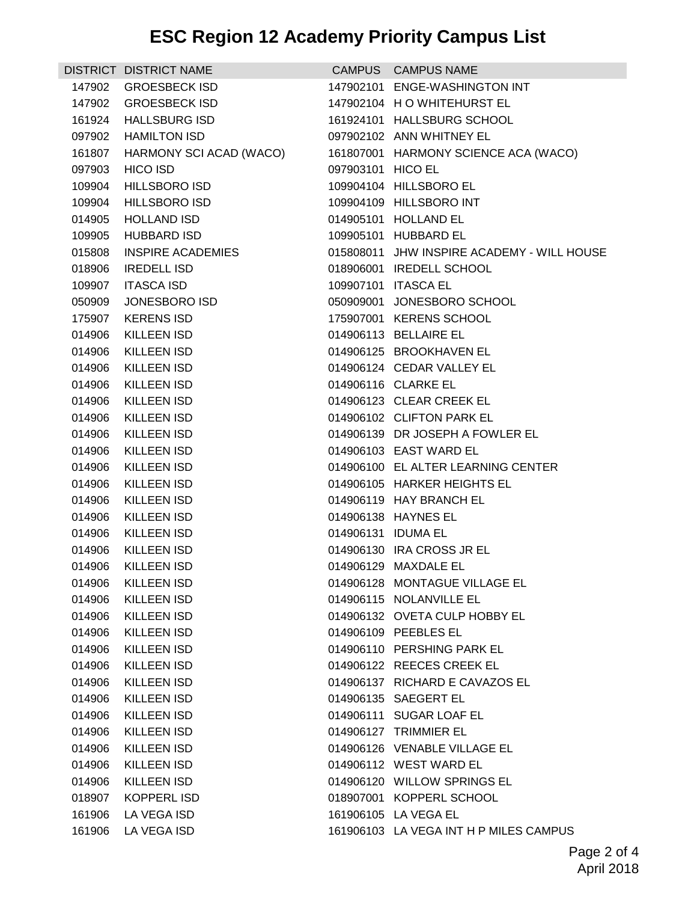# ESC Region 12 Academy Priority Campus List

| DISTRICT | DISTRICT NAME | CAMPUS | CAMPUS NAME |
|---|---|---|---|
| 147902 | GROESBECK ISD | 147902101 | ENGE-WASHINGTON INT |
| 147902 | GROESBECK ISD | 147902104 | H O WHITEHURST EL |
| 161924 | HALLSBURG ISD | 161924101 | HALLSBURG SCHOOL |
| 097902 | HAMILTON ISD | 097902102 | ANN WHITNEY EL |
| 161807 | HARMONY SCI ACAD (WACO) | 161807001 | HARMONY SCIENCE ACA (WACO) |
| 097903 | HICO ISD | 097903101 | HICO EL |
| 109904 | HILLSBORO ISD | 109904104 | HILLSBORO EL |
| 109904 | HILLSBORO ISD | 109904109 | HILLSBORO INT |
| 014905 | HOLLAND ISD | 014905101 | HOLLAND EL |
| 109905 | HUBBARD ISD | 109905101 | HUBBARD EL |
| 015808 | INSPIRE ACADEMIES | 015808011 | JHW INSPIRE ACADEMY - WILL HOUSE |
| 018906 | IREDELL ISD | 018906001 | IREDELL SCHOOL |
| 109907 | ITASCA ISD | 109907101 | ITASCA EL |
| 050909 | JONESBORO ISD | 050909001 | JONESBORO SCHOOL |
| 175907 | KERENS ISD | 175907001 | KERENS SCHOOL |
| 014906 | KILLEEN ISD | 014906113 | BELLAIRE EL |
| 014906 | KILLEEN ISD | 014906125 | BROOKHAVEN EL |
| 014906 | KILLEEN ISD | 014906124 | CEDAR VALLEY EL |
| 014906 | KILLEEN ISD | 014906116 | CLARKE EL |
| 014906 | KILLEEN ISD | 014906123 | CLEAR CREEK EL |
| 014906 | KILLEEN ISD | 014906102 | CLIFTON PARK EL |
| 014906 | KILLEEN ISD | 014906139 | DR JOSEPH A FOWLER EL |
| 014906 | KILLEEN ISD | 014906103 | EAST WARD EL |
| 014906 | KILLEEN ISD | 014906100 | EL ALTER LEARNING CENTER |
| 014906 | KILLEEN ISD | 014906105 | HARKER HEIGHTS EL |
| 014906 | KILLEEN ISD | 014906119 | HAY BRANCH EL |
| 014906 | KILLEEN ISD | 014906138 | HAYNES EL |
| 014906 | KILLEEN ISD | 014906131 | IDUMA EL |
| 014906 | KILLEEN ISD | 014906130 | IRA CROSS JR EL |
| 014906 | KILLEEN ISD | 014906129 | MAXDALE EL |
| 014906 | KILLEEN ISD | 014906128 | MONTAGUE VILLAGE EL |
| 014906 | KILLEEN ISD | 014906115 | NOLANVILLE EL |
| 014906 | KILLEEN ISD | 014906132 | OVETA CULP HOBBY EL |
| 014906 | KILLEEN ISD | 014906109 | PEEBLES EL |
| 014906 | KILLEEN ISD | 014906110 | PERSHING PARK EL |
| 014906 | KILLEEN ISD | 014906122 | REECES CREEK EL |
| 014906 | KILLEEN ISD | 014906137 | RICHARD E CAVAZOS EL |
| 014906 | KILLEEN ISD | 014906135 | SAEGERT EL |
| 014906 | KILLEEN ISD | 014906111 | SUGAR LOAF EL |
| 014906 | KILLEEN ISD | 014906127 | TRIMMIER EL |
| 014906 | KILLEEN ISD | 014906126 | VENABLE VILLAGE EL |
| 014906 | KILLEEN ISD | 014906112 | WEST WARD EL |
| 014906 | KILLEEN ISD | 014906120 | WILLOW SPRINGS EL |
| 018907 | KOPPERL ISD | 018907001 | KOPPERL SCHOOL |
| 161906 | LA VEGA ISD | 161906105 | LA VEGA EL |
| 161906 | LA VEGA ISD | 161906103 | LA VEGA INT H P MILES CAMPUS |

April 2018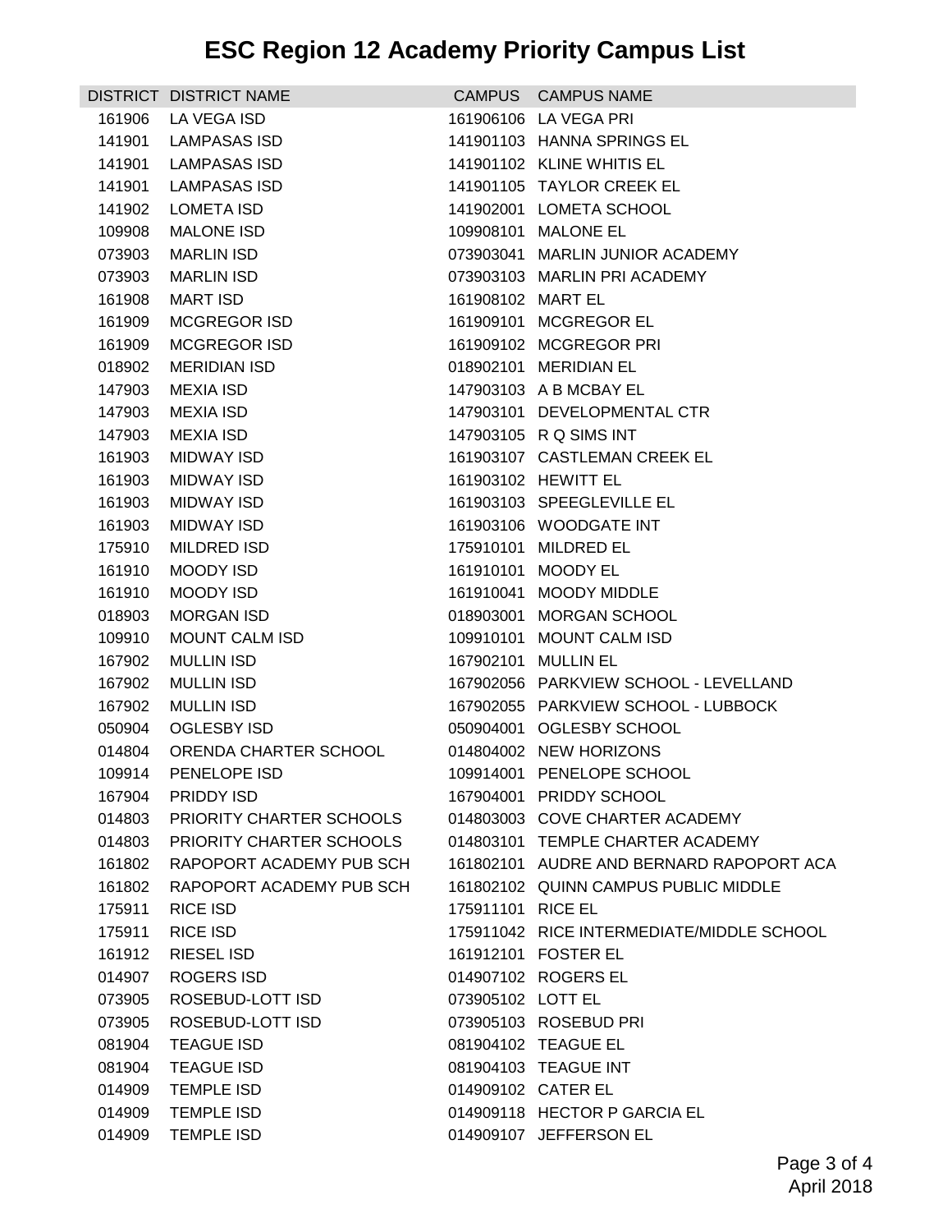# ESC Region 12 Academy Priority Campus List

| DISTRICT | DISTRICT NAME | CAMPUS | CAMPUS NAME |
|---|---|---|---|
| 161906 | LA VEGA ISD | 161906106 | LA VEGA PRI |
| 141901 | LAMPASAS ISD | 141901103 | HANNA SPRINGS EL |
| 141901 | LAMPASAS ISD | 141901102 | KLINE WHITIS EL |
| 141901 | LAMPASAS ISD | 141901105 | TAYLOR CREEK EL |
| 141902 | LOMETA ISD | 141902001 | LOMETA SCHOOL |
| 109908 | MALONE ISD | 109908101 | MALONE EL |
| 073903 | MARLIN ISD | 073903041 | MARLIN JUNIOR ACADEMY |
| 073903 | MARLIN ISD | 073903103 | MARLIN PRI ACADEMY |
| 161908 | MART ISD | 161908102 | MART EL |
| 161909 | MCGREGOR ISD | 161909101 | MCGREGOR EL |
| 161909 | MCGREGOR ISD | 161909102 | MCGREGOR PRI |
| 018902 | MERIDIAN ISD | 018902101 | MERIDIAN EL |
| 147903 | MEXIA ISD | 147903103 | A B MCBAY EL |
| 147903 | MEXIA ISD | 147903101 | DEVELOPMENTAL CTR |
| 147903 | MEXIA ISD | 147903105 | R Q SIMS INT |
| 161903 | MIDWAY ISD | 161903107 | CASTLEMAN CREEK EL |
| 161903 | MIDWAY ISD | 161903102 | HEWITT EL |
| 161903 | MIDWAY ISD | 161903103 | SPEEGLEVILLE EL |
| 161903 | MIDWAY ISD | 161903106 | WOODGATE INT |
| 175910 | MILDRED ISD | 175910101 | MILDRED EL |
| 161910 | MOODY ISD | 161910101 | MOODY EL |
| 161910 | MOODY ISD | 161910041 | MOODY MIDDLE |
| 018903 | MORGAN ISD | 018903001 | MORGAN SCHOOL |
| 109910 | MOUNT CALM ISD | 109910101 | MOUNT CALM ISD |
| 167902 | MULLIN ISD | 167902101 | MULLIN EL |
| 167902 | MULLIN ISD | 167902056 | PARKVIEW SCHOOL - LEVELLAND |
| 167902 | MULLIN ISD | 167902055 | PARKVIEW SCHOOL - LUBBOCK |
| 050904 | OGLESBY ISD | 050904001 | OGLESBY SCHOOL |
| 014804 | ORENDA CHARTER SCHOOL | 014804002 | NEW HORIZONS |
| 109914 | PENELOPE ISD | 109914001 | PENELOPE SCHOOL |
| 167904 | PRIDDY ISD | 167904001 | PRIDDY SCHOOL |
| 014803 | PRIORITY CHARTER SCHOOLS | 014803003 | COVE CHARTER ACADEMY |
| 014803 | PRIORITY CHARTER SCHOOLS | 014803101 | TEMPLE CHARTER ACADEMY |
| 161802 | RAPOPORT ACADEMY PUB SCH | 161802101 | AUDRE AND BERNARD RAPOPORT ACA |
| 161802 | RAPOPORT ACADEMY PUB SCH | 161802102 | QUINN CAMPUS PUBLIC MIDDLE |
| 175911 | RICE ISD | 175911101 | RICE EL |
| 175911 | RICE ISD | 175911042 | RICE INTERMEDIATE/MIDDLE SCHOOL |
| 161912 | RIESEL ISD | 161912101 | FOSTER EL |
| 014907 | ROGERS ISD | 014907102 | ROGERS EL |
| 073905 | ROSEBUD-LOTT ISD | 073905102 | LOTT EL |
| 073905 | ROSEBUD-LOTT ISD | 073905103 | ROSEBUD PRI |
| 081904 | TEAGUE ISD | 081904102 | TEAGUE EL |
| 081904 | TEAGUE ISD | 081904103 | TEAGUE INT |
| 014909 | TEMPLE ISD | 014909102 | CATER EL |
| 014909 | TEMPLE ISD | 014909118 | HECTOR P GARCIA EL |
| 014909 | TEMPLE ISD | 014909107 | JEFFERSON EL |

April 2018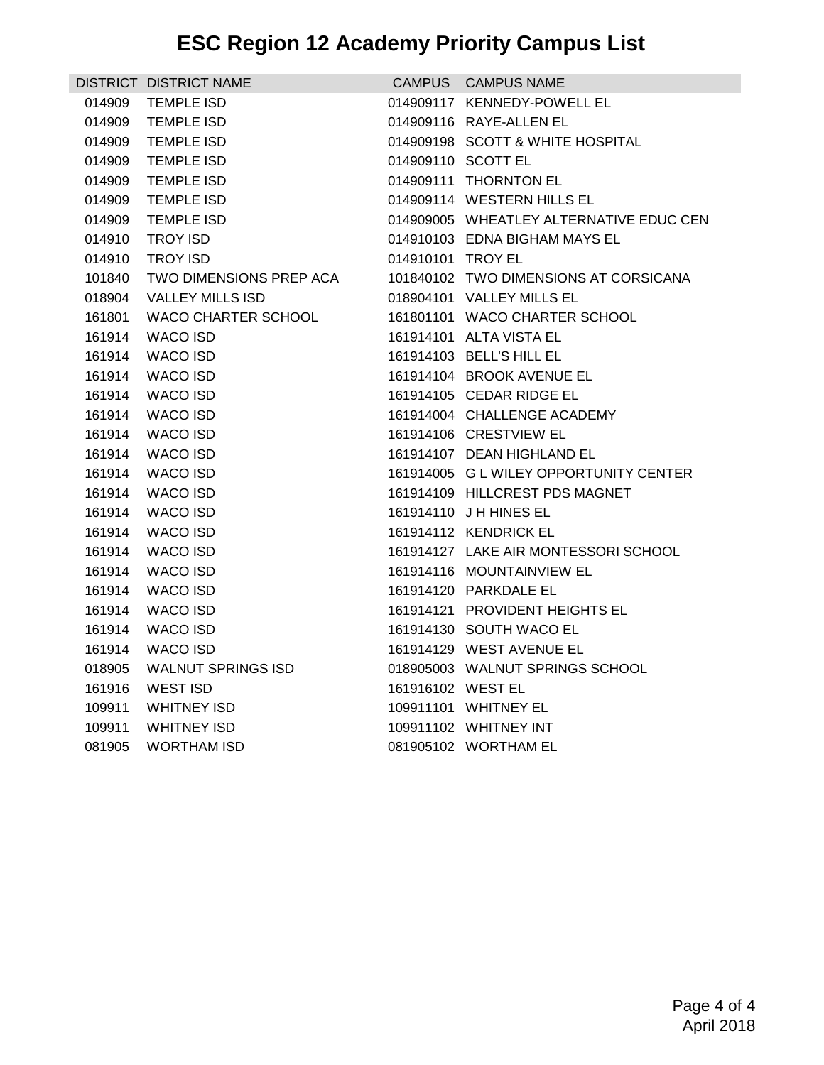# ESC Region 12 Academy Priority Campus List

| DISTRICT | DISTRICT NAME | CAMPUS | CAMPUS NAME |
|---|---|---|---|
| 014909 | TEMPLE ISD | 014909117 | KENNEDY-POWELL EL |
| 014909 | TEMPLE ISD | 014909116 | RAYE-ALLEN EL |
| 014909 | TEMPLE ISD | 014909198 | SCOTT & WHITE HOSPITAL |
| 014909 | TEMPLE ISD | 014909110 | SCOTT EL |
| 014909 | TEMPLE ISD | 014909111 | THORNTON EL |
| 014909 | TEMPLE ISD | 014909114 | WESTERN HILLS EL |
| 014909 | TEMPLE ISD | 014909005 | WHEATLEY ALTERNATIVE EDUC CEN |
| 014910 | TROY ISD | 014910103 | EDNA BIGHAM MAYS EL |
| 014910 | TROY ISD | 014910101 | TROY EL |
| 101840 | TWO DIMENSIONS PREP ACA | 101840102 | TWO DIMENSIONS AT CORSICANA |
| 018904 | VALLEY MILLS ISD | 018904101 | VALLEY MILLS EL |
| 161801 | WACO CHARTER SCHOOL | 161801101 | WACO CHARTER SCHOOL |
| 161914 | WACO ISD | 161914101 | ALTA VISTA EL |
| 161914 | WACO ISD | 161914103 | BELL'S HILL EL |
| 161914 | WACO ISD | 161914104 | BROOK AVENUE EL |
| 161914 | WACO ISD | 161914105 | CEDAR RIDGE EL |
| 161914 | WACO ISD | 161914004 | CHALLENGE ACADEMY |
| 161914 | WACO ISD | 161914106 | CRESTVIEW EL |
| 161914 | WACO ISD | 161914107 | DEAN HIGHLAND EL |
| 161914 | WACO ISD | 161914005 | G L WILEY OPPORTUNITY CENTER |
| 161914 | WACO ISD | 161914109 | HILLCREST PDS MAGNET |
| 161914 | WACO ISD | 161914110 | J H HINES EL |
| 161914 | WACO ISD | 161914112 | KENDRICK EL |
| 161914 | WACO ISD | 161914127 | LAKE AIR MONTESSORI SCHOOL |
| 161914 | WACO ISD | 161914116 | MOUNTAINVIEW EL |
| 161914 | WACO ISD | 161914120 | PARKDALE EL |
| 161914 | WACO ISD | 161914121 | PROVIDENT HEIGHTS EL |
| 161914 | WACO ISD | 161914130 | SOUTH WACO EL |
| 161914 | WACO ISD | 161914129 | WEST AVENUE EL |
| 018905 | WALNUT SPRINGS ISD | 018905003 | WALNUT SPRINGS SCHOOL |
| 161916 | WEST ISD | 161916102 | WEST EL |
| 109911 | WHITNEY ISD | 109911101 | WHITNEY EL |
| 109911 | WHITNEY ISD | 109911102 | WHITNEY INT |
| 081905 | WORTHAM ISD | 081905102 | WORTHAM EL |

April 2018